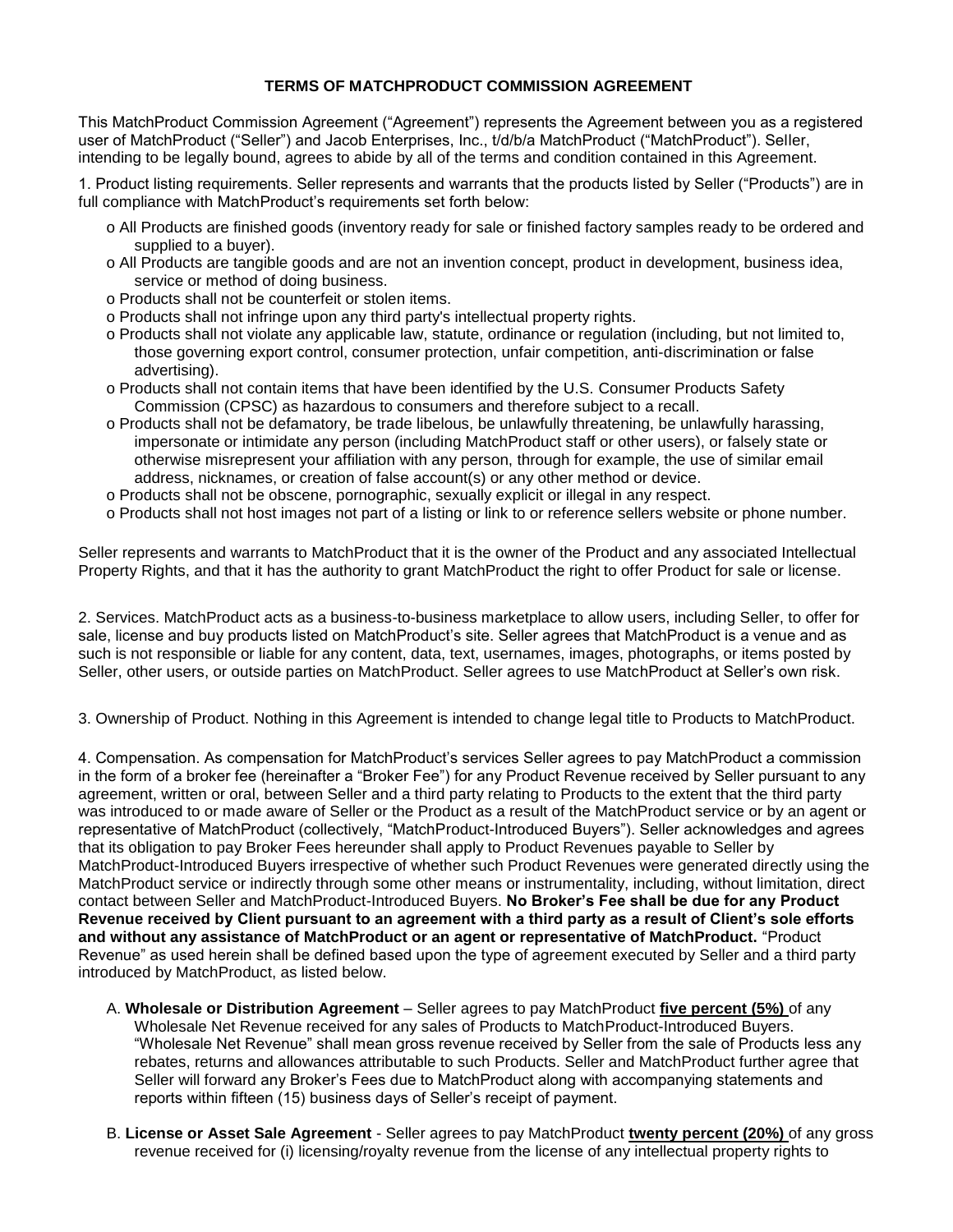# TERMS OF MATCHPRODUCT COMMISSION AGREEMENT

This MatchProduct Commission Agreement ("Agreement") represents the Agreement between you as a registered user of MatchProduct ("Seller") and Jacob Enterprises, Inc., t/d/b/a MatchProduct ("MatchProduct"). Seller, intending to be legally bound, agrees to abide by all of the terms and condition contained in this Agreement.

1. Product listing requirements. Seller represents and warrants that the products listed by Seller ("Products") are in full compliance with MatchProduct's requirements set forth below:

- o All Products are finished goods (inventory ready for sale or finished factory samples ready to be ordered and supplied to a buyer).
- o All Products are tangible goods and are not an invention concept, product in development, business idea, service or method of doing business.
- o Products shall not be counterfeit or stolen items.
- o Products shall not infringe upon any third party's intellectual property rights.
- o Products shall not violate any applicable law, statute, ordinance or regulation (including, but not limited to, those governing export control, consumer protection, unfair competition, anti-discrimination or false advertising).
- o Products shall not contain items that have been identified by the U.S. Consumer Products Safety Commission (CPSC) as hazardous to consumers and therefore subject to a recall.
- o Products shall not be defamatory, be trade libelous, be unlawfully threatening, be unlawfully harassing, impersonate or intimidate any person (including MatchProduct staff or other users), or falsely state or otherwise misrepresent your affiliation with any person, through for example, the use of similar email address, nicknames, or creation of false account(s) or any other method or device.
- o Products shall not be obscene, pornographic, sexually explicit or illegal in any respect.
- o Products shall not host images not part of a listing or link to or reference sellers website or phone number.

Seller represents and warrants to MatchProduct that it is the owner of the Product and any associated Intellectual Property Rights, and that it has the authority to grant MatchProduct the right to offer Product for sale or license.

2. Services. MatchProduct acts as a business-to-business marketplace to allow users, including Seller, to offer for sale, license and buy products listed on MatchProduct's site. Seller agrees that MatchProduct is a venue and as such is not responsible or liable for any content, data, text, usernames, images, photographs, or items posted by Seller, other users, or outside parties on MatchProduct. Seller agrees to use MatchProduct at Seller's own risk.

3. Ownership of Product. Nothing in this Agreement is intended to change legal title to Products to MatchProduct.

4. Compensation. As compensation for MatchProduct's services Seller agrees to pay MatchProduct a commission in the form of a broker fee (hereinafter a "Broker Fee") for any Product Revenue received by Seller pursuant to any agreement, written or oral, between Seller and a third party relating to Products to the extent that the third party was introduced to or made aware of Seller or the Product as a result of the MatchProduct service or by an agent or representative of MatchProduct (collectively, "MatchProduct-Introduced Buyers"). Seller acknowledges and agrees that its obligation to pay Broker Fees hereunder shall apply to Product Revenues payable to Seller by MatchProduct-Introduced Buyers irrespective of whether such Product Revenues were generated directly using the MatchProduct service or indirectly through some other means or instrumentality, including, without limitation, direct contact between Seller and MatchProduct-Introduced Buyers. **No Broker's Fee shall be due for any Product Revenue received by Client pursuant to an agreement with a third party as a result of Client's sole efforts and without any assistance of MatchProduct or an agent or representative of MatchProduct.** "Product Revenue" as used herein shall be defined based upon the type of agreement executed by Seller and a third party introduced by MatchProduct, as listed below.

A. **Wholesale or Distribution Agreement** – Seller agrees to pay MatchProduct **five percent (5%)** of any Wholesale Net Revenue received for any sales of Products to MatchProduct-Introduced Buyers. "Wholesale Net Revenue" shall mean gross revenue received by Seller from the sale of Products less any rebates, returns and allowances attributable to such Products. Seller and MatchProduct further agree that Seller will forward any Broker's Fees due to MatchProduct along with accompanying statements and reports within fifteen (15) business days of Seller's receipt of payment.

B. **License or Asset Sale Agreement** - Seller agrees to pay MatchProduct **twenty percent (20%)** of any gross revenue received for (i) licensing/royalty revenue from the license of any intellectual property rights to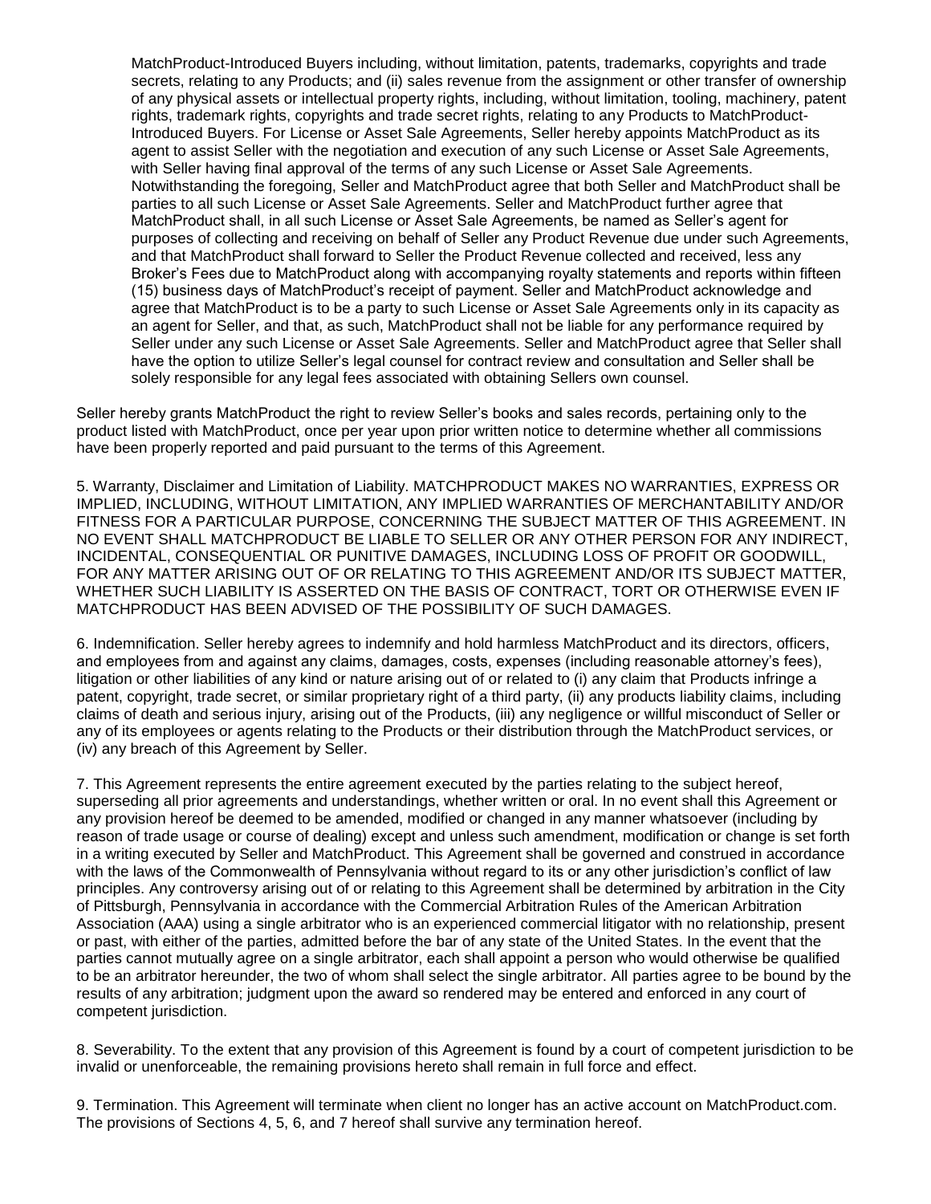MatchProduct-Introduced Buyers including, without limitation, patents, trademarks, copyrights and trade secrets, relating to any Products; and (ii) sales revenue from the assignment or other transfer of ownership of any physical assets or intellectual property rights, including, without limitation, tooling, machinery, patent rights, trademark rights, copyrights and trade secret rights, relating to any Products to MatchProduct-Introduced Buyers. For License or Asset Sale Agreements, Seller hereby appoints MatchProduct as its agent to assist Seller with the negotiation and execution of any such License or Asset Sale Agreements, with Seller having final approval of the terms of any such License or Asset Sale Agreements. Notwithstanding the foregoing, Seller and MatchProduct agree that both Seller and MatchProduct shall be parties to all such License or Asset Sale Agreements. Seller and MatchProduct further agree that MatchProduct shall, in all such License or Asset Sale Agreements, be named as Seller's agent for purposes of collecting and receiving on behalf of Seller any Product Revenue due under such Agreements, and that MatchProduct shall forward to Seller the Product Revenue collected and received, less any Broker's Fees due to MatchProduct along with accompanying royalty statements and reports within fifteen (15) business days of MatchProduct's receipt of payment. Seller and MatchProduct acknowledge and agree that MatchProduct is to be a party to such License or Asset Sale Agreements only in its capacity as an agent for Seller, and that, as such, MatchProduct shall not be liable for any performance required by Seller under any such License or Asset Sale Agreements. Seller and MatchProduct agree that Seller shall have the option to utilize Seller's legal counsel for contract review and consultation and Seller shall be solely responsible for any legal fees associated with obtaining Sellers own counsel.

Seller hereby grants MatchProduct the right to review Seller's books and sales records, pertaining only to the product listed with MatchProduct, once per year upon prior written notice to determine whether all commissions have been properly reported and paid pursuant to the terms of this Agreement.

5. Warranty, Disclaimer and Limitation of Liability. MATCHPRODUCT MAKES NO WARRANTIES, EXPRESS OR IMPLIED, INCLUDING, WITHOUT LIMITATION, ANY IMPLIED WARRANTIES OF MERCHANTABILITY AND/OR FITNESS FOR A PARTICULAR PURPOSE, CONCERNING THE SUBJECT MATTER OF THIS AGREEMENT. IN NO EVENT SHALL MATCHPRODUCT BE LIABLE TO SELLER OR ANY OTHER PERSON FOR ANY INDIRECT, INCIDENTAL, CONSEQUENTIAL OR PUNITIVE DAMAGES, INCLUDING LOSS OF PROFIT OR GOODWILL, FOR ANY MATTER ARISING OUT OF OR RELATING TO THIS AGREEMENT AND/OR ITS SUBJECT MATTER, WHETHER SUCH LIABILITY IS ASSERTED ON THE BASIS OF CONTRACT, TORT OR OTHERWISE EVEN IF MATCHPRODUCT HAS BEEN ADVISED OF THE POSSIBILITY OF SUCH DAMAGES.

6. Indemnification. Seller hereby agrees to indemnify and hold harmless MatchProduct and its directors, officers, and employees from and against any claims, damages, costs, expenses (including reasonable attorney's fees), litigation or other liabilities of any kind or nature arising out of or related to (i) any claim that Products infringe a patent, copyright, trade secret, or similar proprietary right of a third party, (ii) any products liability claims, including claims of death and serious injury, arising out of the Products, (iii) any negligence or willful misconduct of Seller or any of its employees or agents relating to the Products or their distribution through the MatchProduct services, or (iv) any breach of this Agreement by Seller.

7. This Agreement represents the entire agreement executed by the parties relating to the subject hereof, superseding all prior agreements and understandings, whether written or oral. In no event shall this Agreement or any provision hereof be deemed to be amended, modified or changed in any manner whatsoever (including by reason of trade usage or course of dealing) except and unless such amendment, modification or change is set forth in a writing executed by Seller and MatchProduct. This Agreement shall be governed and construed in accordance with the laws of the Commonwealth of Pennsylvania without regard to its or any other jurisdiction's conflict of law principles. Any controversy arising out of or relating to this Agreement shall be determined by arbitration in the City of Pittsburgh, Pennsylvania in accordance with the Commercial Arbitration Rules of the American Arbitration Association (AAA) using a single arbitrator who is an experienced commercial litigator with no relationship, present or past, with either of the parties, admitted before the bar of any state of the United States. In the event that the parties cannot mutually agree on a single arbitrator, each shall appoint a person who would otherwise be qualified to be an arbitrator hereunder, the two of whom shall select the single arbitrator. All parties agree to be bound by the results of any arbitration; judgment upon the award so rendered may be entered and enforced in any court of competent jurisdiction.

8. Severability. To the extent that any provision of this Agreement is found by a court of competent jurisdiction to be invalid or unenforceable, the remaining provisions hereto shall remain in full force and effect.

9. Termination. This Agreement will terminate when client no longer has an active account on MatchProduct.com. The provisions of Sections 4, 5, 6, and 7 hereof shall survive any termination hereof.